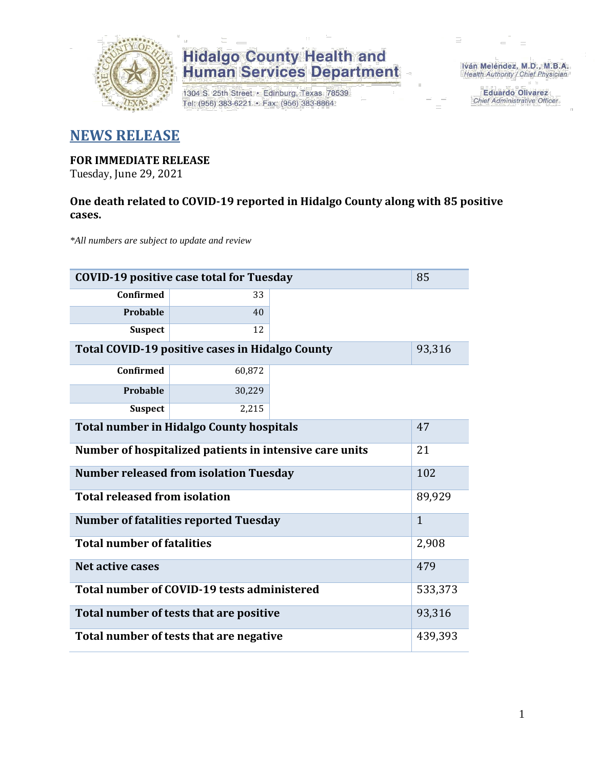Hidalgo County Health and Human Services Department

1304 S. 25th Street • Edinburg, Texas 78539
Tel: (956) 383-6221 • Fax: (956) 383-8864

Iván Meléndez, M.D., M.B.A.
Health Authority / Chief Physician

Eduardo Olivarez
Chief Administrative Officer

# NEWS RELEASE

**FOR IMMEDIATE RELEASE**
Tuesday, June 29, 2021

**One death related to COVID-19 reported in Hidalgo County along with 85 positive cases.**

*\*All numbers are subject to update and review*

| COVID-19 positive case total for Tuesday | | 85 |
|---|---|---|
| Confirmed | 33 | |
| Probable | 40 | |
| Suspect | 12 | |
| **Total COVID-19 positive cases in Hidalgo County** | | 93,316 |
| Confirmed | 60,872 | |
| Probable | 30,229 | |
| Suspect | 2,215 | |
| **Total number in Hidalgo County hospitals** | | 47 |
| **Number of hospitalized patients in intensive care units** | | 21 |
| **Number released from isolation Tuesday** | | 102 |
| **Total released from isolation** | | 89,929 |
| **Number of fatalities reported Tuesday** | | 1 |
| **Total number of fatalities** | | 2,908 |
| **Net active cases** | | 479 |
| **Total number of COVID-19 tests administered** | | 533,373 |
| **Total number of tests that are positive** | | 93,316 |
| **Total number of tests that are negative** | | 439,393 |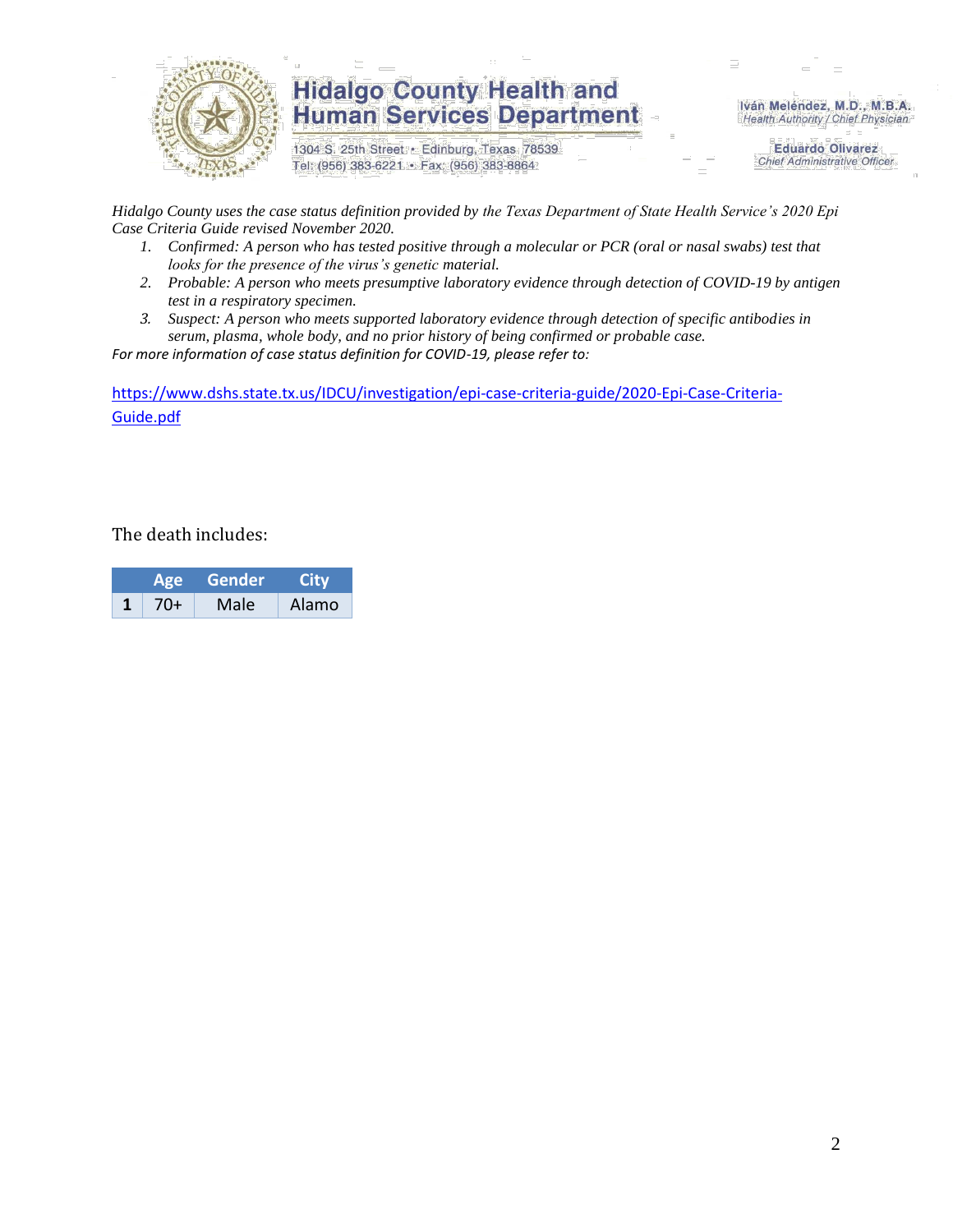*Hidalgo County uses the case status definition provided by the Texas Department of State Health Service's 2020 Epi Case Criteria Guide revised November 2020.*

1. *Confirmed: A person who has tested positive through a molecular or PCR (oral or nasal swabs) test that looks for the presence of the virus's genetic material.*
2. *Probable: A person who meets presumptive laboratory evidence through detection of COVID-19 by antigen test in a respiratory specimen.*
3. *Suspect: A person who meets supported laboratory evidence through detection of specific antibodies in serum, plasma, whole body, and no prior history of being confirmed or probable case.*

*For more information of case status definition for COVID-19, please refer to:*

https://www.dshs.state.tx.us/IDCU/investigation/epi-case-criteria-guide/2020-Epi-Case-Criteria-Guide.pdf

The death includes:

| | Age | Gender | City |
|---|---|---|---|
| **1** | 70+ | Male | Alamo |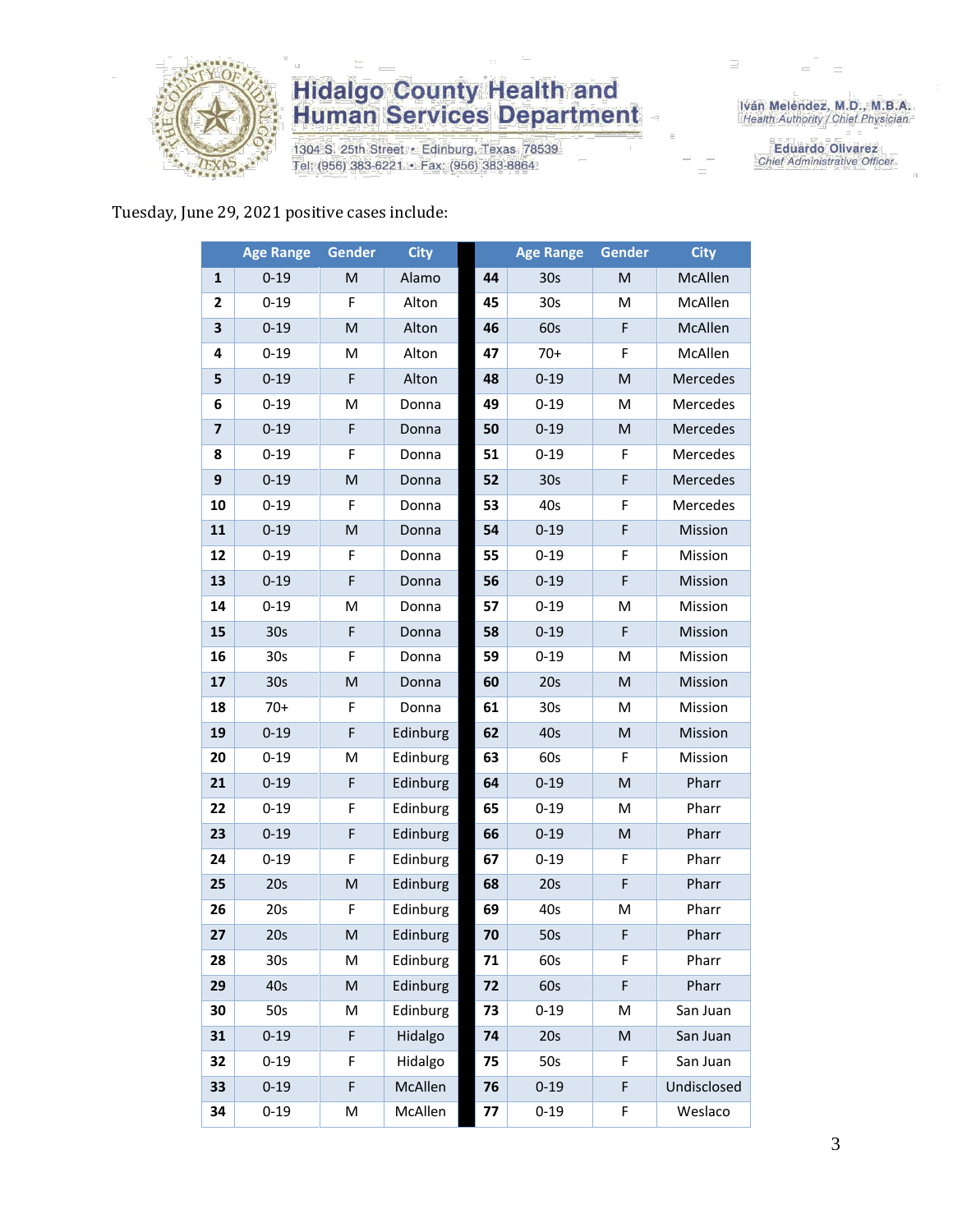# Hidalgo County Health and Human Services Department

1304 S. 25th Street • Edinburg, Texas 78539
Tel: (956) 383-6221 • Fax: (956) 383-8864

Iván Meléndez, M.D., M.B.A.
*Health Authority / Chief Physician*

Eduardo Olivarez
*Chief Administrative Officer*

Tuesday, June 29, 2021 positive cases include:

| | Age Range | Gender | City | | Age Range | Gender | City |
|---|---|---|---|---|---|---|---|
| **1** | 0-19 | M | Alamo | **44** | 30s | M | McAllen |
| **2** | 0-19 | F | Alton | **45** | 30s | M | McAllen |
| **3** | 0-19 | M | Alton | **46** | 60s | F | McAllen |
| **4** | 0-19 | M | Alton | **47** | 70+ | F | McAllen |
| **5** | 0-19 | F | Alton | **48** | 0-19 | M | Mercedes |
| **6** | 0-19 | M | Donna | **49** | 0-19 | M | Mercedes |
| **7** | 0-19 | F | Donna | **50** | 0-19 | M | Mercedes |
| **8** | 0-19 | F | Donna | **51** | 0-19 | F | Mercedes |
| **9** | 0-19 | M | Donna | **52** | 30s | F | Mercedes |
| **10** | 0-19 | F | Donna | **53** | 40s | F | Mercedes |
| **11** | 0-19 | M | Donna | **54** | 0-19 | F | Mission |
| **12** | 0-19 | F | Donna | **55** | 0-19 | F | Mission |
| **13** | 0-19 | F | Donna | **56** | 0-19 | F | Mission |
| **14** | 0-19 | M | Donna | **57** | 0-19 | M | Mission |
| **15** | 30s | F | Donna | **58** | 0-19 | F | Mission |
| **16** | 30s | F | Donna | **59** | 0-19 | M | Mission |
| **17** | 30s | M | Donna | **60** | 20s | M | Mission |
| **18** | 70+ | F | Donna | **61** | 30s | M | Mission |
| **19** | 0-19 | F | Edinburg | **62** | 40s | M | Mission |
| **20** | 0-19 | M | Edinburg | **63** | 60s | F | Mission |
| **21** | 0-19 | F | Edinburg | **64** | 0-19 | M | Pharr |
| **22** | 0-19 | F | Edinburg | **65** | 0-19 | M | Pharr |
| **23** | 0-19 | F | Edinburg | **66** | 0-19 | M | Pharr |
| **24** | 0-19 | F | Edinburg | **67** | 0-19 | F | Pharr |
| **25** | 20s | M | Edinburg | **68** | 20s | F | Pharr |
| **26** | 20s | F | Edinburg | **69** | 40s | M | Pharr |
| **27** | 20s | M | Edinburg | **70** | 50s | F | Pharr |
| **28** | 30s | M | Edinburg | **71** | 60s | F | Pharr |
| **29** | 40s | M | Edinburg | **72** | 60s | F | Pharr |
| **30** | 50s | M | Edinburg | **73** | 0-19 | M | San Juan |
| **31** | 0-19 | F | Hidalgo | **74** | 20s | M | San Juan |
| **32** | 0-19 | F | Hidalgo | **75** | 50s | F | San Juan |
| **33** | 0-19 | F | McAllen | **76** | 0-19 | F | Undisclosed |
| **34** | 0-19 | M | McAllen | **77** | 0-19 | F | Weslaco |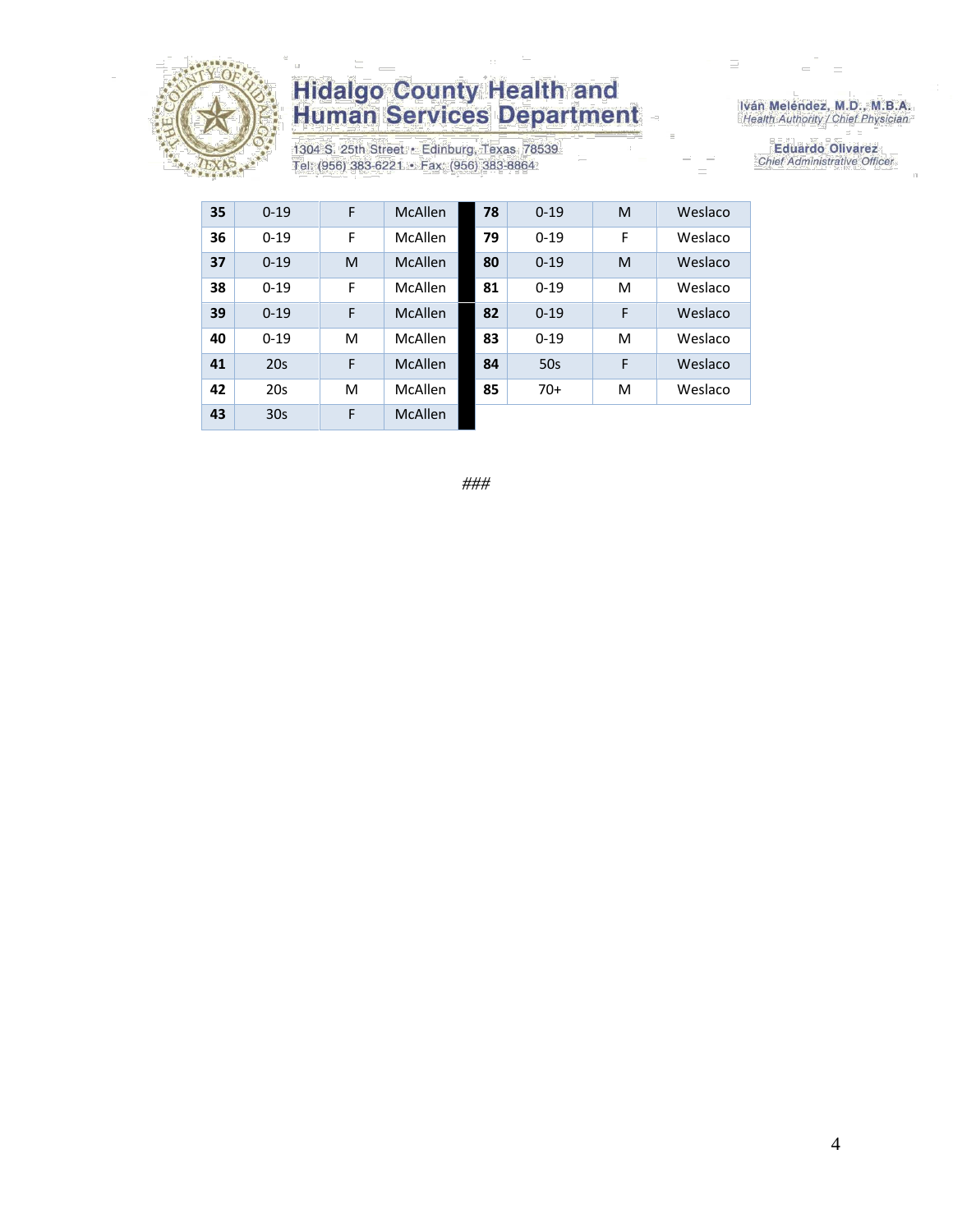| | | | |
|---|---|---|---|
| **35** | 0-19 | F | McAllen |
| **36** | 0-19 | F | McAllen |
| **37** | 0-19 | M | McAllen |
| **38** | 0-19 | F | McAllen |
| **39** | 0-19 | F | McAllen |
| **40** | 0-19 | M | McAllen |
| **41** | 20s | F | McAllen |
| **42** | 20s | M | McAllen |
| **43** | 30s | F | McAllen |
| **78** | 0-19 | M | Weslaco |
| **79** | 0-19 | F | Weslaco |
| **80** | 0-19 | M | Weslaco |
| **81** | 0-19 | M | Weslaco |
| **82** | 0-19 | F | Weslaco |
| **83** | 0-19 | M | Weslaco |
| **84** | 50s | F | Weslaco |
| **85** | 70+ | M | Weslaco |

###